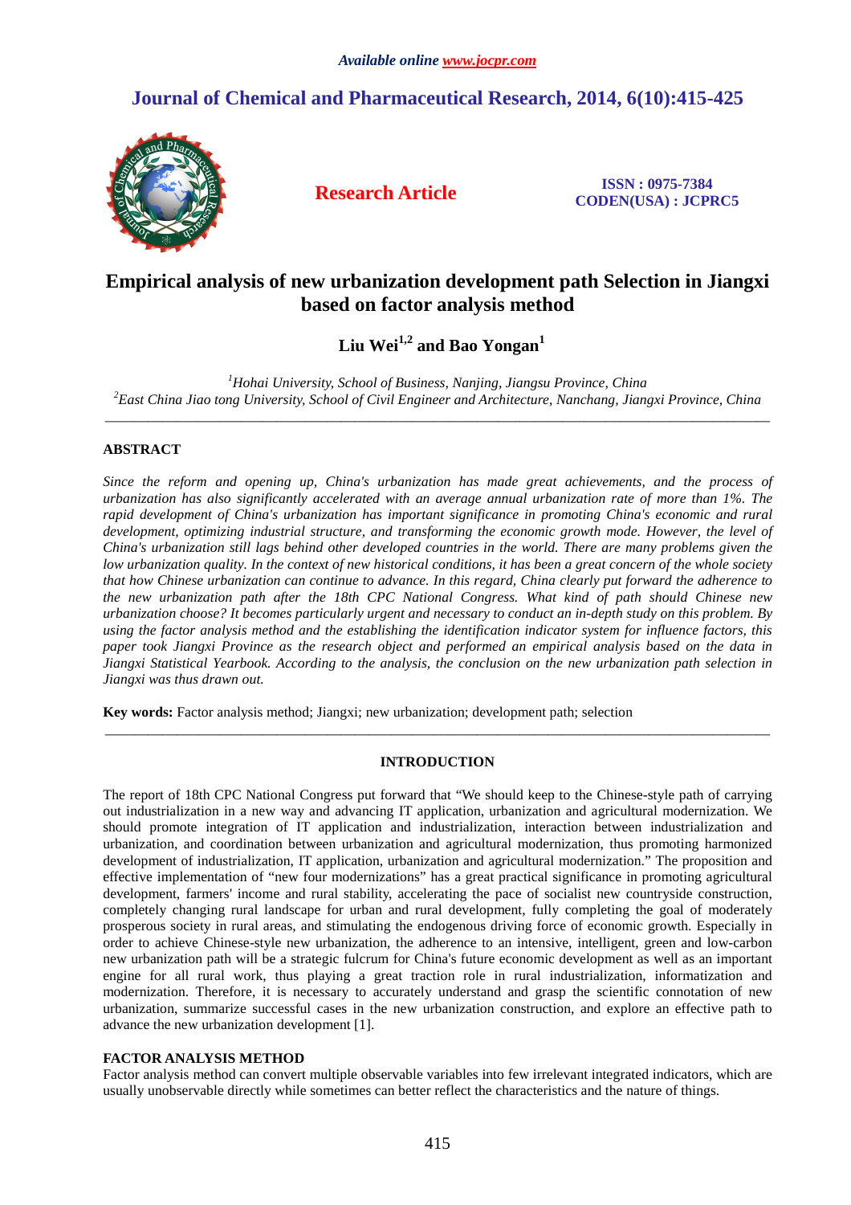# Empirical analysis of new urbanization development path Selection in Jiangxi based on factor analysis method

**Liu Wei[1,2] and Bao Yongan[1]**

*[1]Hohai University, School of Business, Nanjing, Jiangsu Province, China*
*[2]East China Jiao tong University, School of Civil Engineer and Architecture, Nanchang, Jiangxi Province, China*

---

## ABSTRACT

*Since the reform and opening up, China's urbanization has made great achievements, and the process of urbanization has also significantly accelerated with an average annual urbanization rate of more than 1%. The rapid development of China's urbanization has important significance in promoting China's economic and rural development, optimizing industrial structure, and transforming the economic growth mode. However, the level of China's urbanization still lags behind other developed countries in the world. There are many problems given the low urbanization quality. In the context of new historical conditions, it has been a great concern of the whole society that how Chinese urbanization can continue to advance. In this regard, China clearly put forward the adherence to the new urbanization path after the 18th CPC National Congress. What kind of path should Chinese new urbanization choose? It becomes particularly urgent and necessary to conduct an in-depth study on this problem. By using the factor analysis method and the establishing the identification indicator system for influence factors, this paper took Jiangxi Province as the research object and performed an empirical analysis based on the data in Jiangxi Statistical Yearbook. According to the analysis, the conclusion on the new urbanization path selection in Jiangxi was thus drawn out.*

**Key words:** Factor analysis method; Jiangxi; new urbanization; development path; selection

---

## INTRODUCTION

The report of 18th CPC National Congress put forward that "We should keep to the Chinese-style path of carrying out industrialization in a new way and advancing IT application, urbanization and agricultural modernization. We should promote integration of IT application and industrialization, interaction between industrialization and urbanization, and coordination between urbanization and agricultural modernization, thus promoting harmonized development of industrialization, IT application, urbanization and agricultural modernization." The proposition and effective implementation of "new four modernizations" has a great practical significance in promoting agricultural development, farmers' income and rural stability, accelerating the pace of socialist new countryside construction, completely changing rural landscape for urban and rural development, fully completing the goal of moderately prosperous society in rural areas, and stimulating the endogenous driving force of economic growth. Especially in order to achieve Chinese-style new urbanization, the adherence to an intensive, intelligent, green and low-carbon new urbanization path will be a strategic fulcrum for China's future economic development as well as an important engine for all rural work, thus playing a great traction role in rural industrialization, informatization and modernization. Therefore, it is necessary to accurately understand and grasp the scientific connotation of new urbanization, summarize successful cases in the new urbanization construction, and explore an effective path to advance the new urbanization development [1].

### FACTOR ANALYSIS METHOD

Factor analysis method can convert multiple observable variables into few irrelevant integrated indicators, which are usually unobservable directly while sometimes can better reflect the characteristics and the nature of things.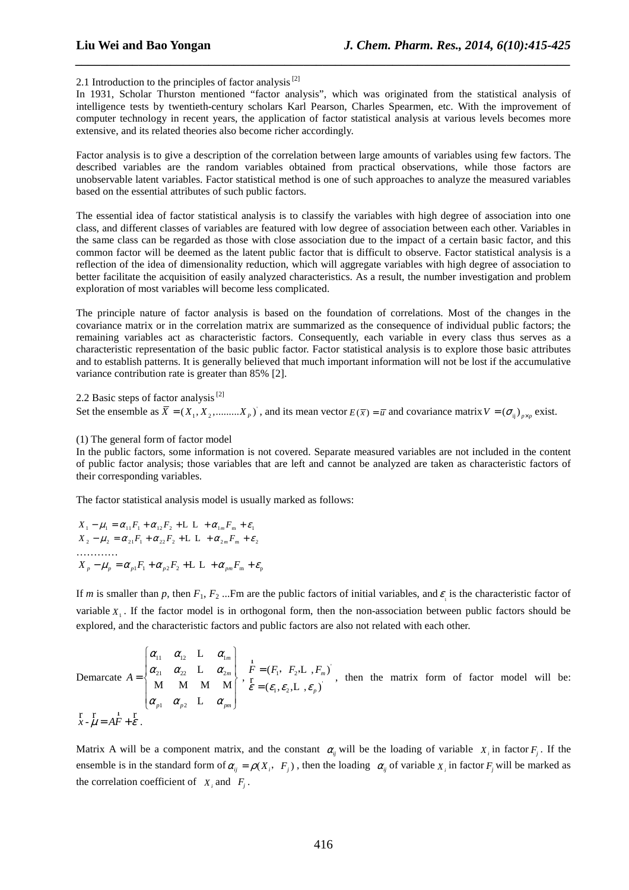2.1 Introduction to the principles of factor analysis [2]

In 1931, Scholar Thurston mentioned "factor analysis", which was originated from the statistical analysis of intelligence tests by twentieth-century scholars Karl Pearson, Charles Spearmen, etc. With the improvement of computer technology in recent years, the application of factor statistical analysis at various levels becomes more extensive, and its related theories also become richer accordingly.

Factor analysis is to give a description of the correlation between large amounts of variables using few factors. The described variables are the random variables obtained from practical observations, while those factors are unobservable latent variables. Factor statistical method is one of such approaches to analyze the measured variables based on the essential attributes of such public factors.

The essential idea of factor statistical analysis is to classify the variables with high degree of association into one class, and different classes of variables are featured with low degree of association between each other. Variables in the same class can be regarded as those with close association due to the impact of a certain basic factor, and this common factor will be deemed as the latent public factor that is difficult to observe. Factor statistical analysis is a reflection of the idea of dimensionality reduction, which will aggregate variables with high degree of association to better facilitate the acquisition of easily analyzed characteristics. As a result, the number investigation and problem exploration of most variables will become less complicated.

The principle nature of factor analysis is based on the foundation of correlations. Most of the changes in the covariance matrix or in the correlation matrix are summarized as the consequence of individual public factors; the remaining variables act as characteristic factors. Consequently, each variable in every class thus serves as a characteristic representation of the basic public factor. Factor statistical analysis is to explore those basic attributes and to establish patterns. It is generally believed that much important information will not be lost if the accumulative variance contribution rate is greater than 85% [2].

2.2 Basic steps of factor analysis [2]

Set the ensemble as $\overline{X} = (X_1, X_2, .........X_p)'$, and its mean vector $E(\overline{x}) = \overline{u}$ and covariance matrix $V = (\sigma_{ij})_{p \times p}$ exist.

(1) The general form of factor model

In the public factors, some information is not covered. Separate measured variables are not included in the content of public factor analysis; those variables that are left and cannot be analyzed are taken as characteristic factors of their corresponding variables.

The factor statistical analysis model is usually marked as follows:

$$
\begin{aligned}
X_1 - \mu_1 &= \alpha_{11}F_1 + \alpha_{12}F_2 + \cdots\cdots + \alpha_{1m}F_m + \varepsilon_1 \\
X_2 - \mu_2 &= \alpha_{21}F_1 + \alpha_{22}F_2 + \cdots\cdots + \alpha_{2m}F_m + \varepsilon_2 \\
&\cdots\cdots\cdots\cdots \\
X_p - \mu_p &= \alpha_{p1}F_1 + \alpha_{p2}F_2 + \cdots\cdots + \alpha_{pm}F_m + \varepsilon_p
\end{aligned}
$$

If *m* is smaller than *p*, then $F_1$, $F_2$ ...Fm are the public factors of initial variables, and $\varepsilon_1$ is the characteristic factor of variable $X_1$. If the factor model is in orthogonal form, then the non-association between public factors should be explored, and the characteristic factors and public factors are also not related with each other.

Demarcate $A = \begin{Bmatrix} \alpha_{11} & \alpha_{12} & \cdots & \alpha_{1m} \\ \alpha_{21} & \alpha_{22} & \cdots & \alpha_{2m} \\ \vdots & \vdots & \vdots & \vdots \\ \alpha_{p1} & \alpha_{p2} & \cdots & \alpha_{pm} \end{Bmatrix}$, $\begin{matrix} \vec{F} = (F_1, F_2, \cdots, F_m)' \\ \vec{\varepsilon} = (\varepsilon_1, \varepsilon_2, \cdots, \varepsilon_p)' \end{matrix}$, then the matrix form of factor model will be: $\vec{x} - \vec{\mu} = A\vec{F} + \vec{\varepsilon}$.

Matrix A will be a component matrix, and the constant $\alpha_{ij}$ will be the loading of variable $X_i$ in factor $F_j$. If the ensemble is in the standard form of $\alpha_{ij} = \rho(X_i, F_j)$, then the loading $\alpha_{ij}$ of variable $X_i$ in factor $F_j$ will be marked as the correlation coefficient of $X_i$ and $F_j$.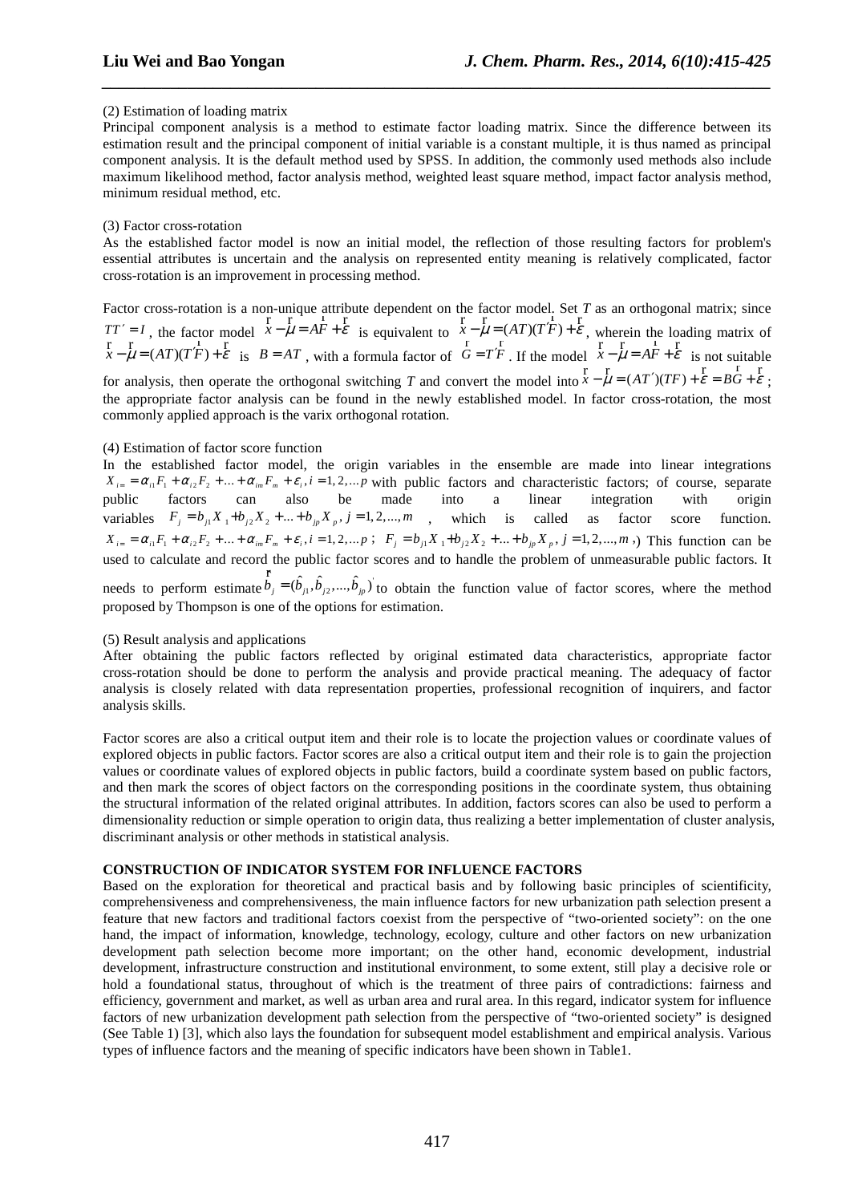(2) Estimation of loading matrix

Principal component analysis is a method to estimate factor loading matrix. Since the difference between its estimation result and the principal component of initial variable is a constant multiple, it is thus named as principal component analysis. It is the default method used by SPSS. In addition, the commonly used methods also include maximum likelihood method, factor analysis method, weighted least square method, impact factor analysis method, minimum residual method, etc.

(3) Factor cross-rotation

As the established factor model is now an initial model, the reflection of those resulting factors for problem's essential attributes is uncertain and the analysis on represented entity meaning is relatively complicated, factor cross-rotation is an improvement in processing method.

Factor cross-rotation is a non-unique attribute dependent on the factor model. Set $T$ as an orthogonal matrix; since $TT' = I$, the factor model $\vec{x} - \vec{\mu} = A\vec{F} + \vec{\varepsilon}$ is equivalent to $\vec{x} - \vec{\mu} = (AT)(T'\vec{F}) + \vec{\varepsilon}$, wherein the loading matrix of $\vec{x} - \vec{\mu} = (AT)(T'\vec{F}) + \vec{\varepsilon}$ is $B = AT$, with a formula factor of $\vec{G} = T'\vec{F}$. If the model $\vec{x} - \vec{\mu} = A\vec{F} + \vec{\varepsilon}$ is not suitable for analysis, then operate the orthogonal switching $T$ and convert the model into $\vec{x} - \vec{\mu} = (AT')(TF) + \vec{\varepsilon} = B\vec{G} + \vec{\varepsilon}$; the appropriate factor analysis can be found in the newly established model. In factor cross-rotation, the most commonly applied approach is the varix orthogonal rotation.

(4) Estimation of factor score function

In the established factor model, the origin variables in the ensemble are made into linear integrations $X_i = \alpha_{i1}F_1 + \alpha_{i2}F_2 + \ldots + \alpha_{im}F_m + \varepsilon_i, i = 1, 2, \ldots p$ with public factors and characteristic factors; of course, separate public factors can also be made into a linear integration with origin variables $F_j = b_{j1}X_1 + b_{j2}X_2 + \ldots + b_{jp}X_p, j = 1, 2, \ldots, m$, which is called as factor score function. $X_i = \alpha_{i1}F_1 + \alpha_{i2}F_2 + \ldots + \alpha_{im}F_m + \varepsilon_i, i = 1, 2, \ldots p$; $F_j = b_{j1}X_1 + b_{j2}X_2 + \ldots + b_{jp}X_p, j = 1, 2, \ldots, m$,) This function can be used to calculate and record the public factor scores and to handle the problem of unmeasurable public factors. It needs to perform estimate $\vec{b}_j = (\hat{b}_{j1}, \hat{b}_{j2}, \ldots, \hat{b}_{jp})'$ to obtain the function value of factor scores, where the method proposed by Thompson is one of the options for estimation.

(5) Result analysis and applications

After obtaining the public factors reflected by original estimated data characteristics, appropriate factor cross-rotation should be done to perform the analysis and provide practical meaning. The adequacy of factor analysis is closely related with data representation properties, professional recognition of inquirers, and factor analysis skills.

Factor scores are also a critical output item and their role is to locate the projection values or coordinate values of explored objects in public factors. Factor scores are also a critical output item and their role is to gain the projection values or coordinate values of explored objects in public factors, build a coordinate system based on public factors, and then mark the scores of object factors on the corresponding positions in the coordinate system, thus obtaining the structural information of the related original attributes. In addition, factors scores can also be used to perform a dimensionality reduction or simple operation to origin data, thus realizing a better implementation of cluster analysis, discriminant analysis or other methods in statistical analysis.

**CONSTRUCTION OF INDICATOR SYSTEM FOR INFLUENCE FACTORS**

Based on the exploration for theoretical and practical basis and by following basic principles of scientificity, comprehensiveness and comprehensiveness, the main influence factors for new urbanization path selection present a feature that new factors and traditional factors coexist from the perspective of "two-oriented society": on the one hand, the impact of information, knowledge, technology, ecology, culture and other factors on new urbanization development path selection become more important; on the other hand, economic development, industrial development, infrastructure construction and institutional environment, to some extent, still play a decisive role or hold a foundational status, throughout of which is the treatment of three pairs of contradictions: fairness and efficiency, government and market, as well as urban area and rural area. In this regard, indicator system for influence factors of new urbanization development path selection from the perspective of "two-oriented society" is designed (See Table 1) [3], which also lays the foundation for subsequent model establishment and empirical analysis. Various types of influence factors and the meaning of specific indicators have been shown in Table1.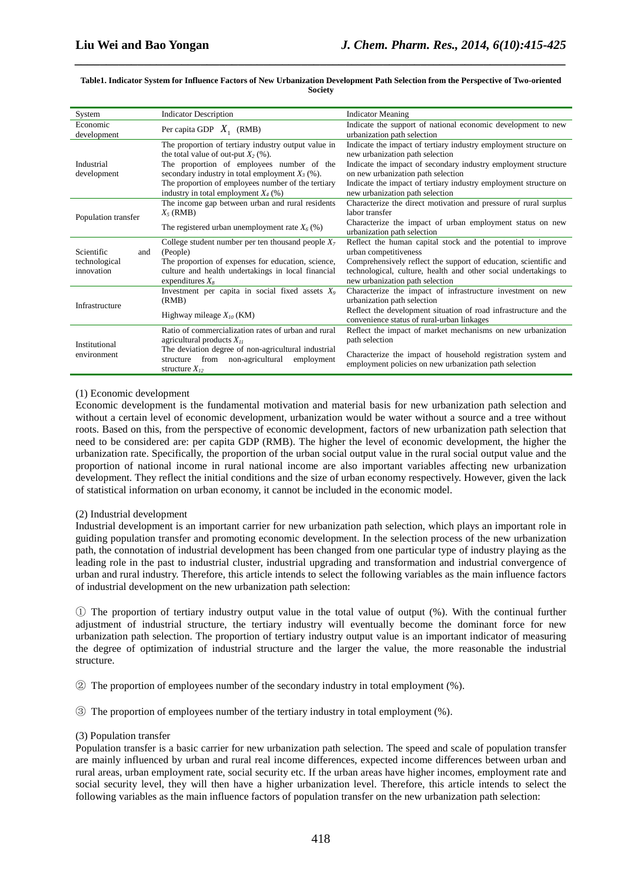**Table1. Indicator System for Influence Factors of New Urbanization Development Path Selection from the Perspective of Two-oriented Society**

| System | Indicator Description | Indicator Meaning |
|---|---|---|
| Economic development | Per capita GDP $X_1$ (RMB) | Indicate the support of national economic development to new urbanization path selection |
| Industrial development | The proportion of tertiary industry output value in the total value of out-put $X_2$ (%). | Indicate the impact of tertiary industry employment structure on new urbanization path selection |
| | The proportion of employees number of the secondary industry in total employment $X_3$ (%). | Indicate the impact of secondary industry employment structure on new urbanization path selection |
| | The proportion of employees number of the tertiary industry in total employment $X_4$ (%) | Indicate the impact of tertiary industry employment structure on new urbanization path selection |
| Population transfer | The income gap between urban and rural residents $X_5$ (RMB) | Characterize the direct motivation and pressure of rural surplus labor transfer |
| | The registered urban unemployment rate $X_6$ (%) | Characterize the impact of urban employment status on new urbanization path selection |
| Scientific and technological innovation | College student number per ten thousand people $X_7$ (People) | Reflect the human capital stock and the potential to improve urban competitiveness |
| | The proportion of expenses for education, science, culture and health undertakings in local financial expenditures $X_8$ | Comprehensively reflect the support of education, scientific and technological, culture, health and other social undertakings to new urbanization path selection |
| Infrastructure | Investment per capita in social fixed assets $X_9$ (RMB) | Characterize the impact of infrastructure investment on new urbanization path selection |
| | Highway mileage $X_{10}$ (KM) | Reflect the development situation of road infrastructure and the convenience status of rural-urban linkages |
| Institutional environment | Ratio of commercialization rates of urban and rural agricultural products $X_{11}$ | Reflect the impact of market mechanisms on new urbanization path selection |
| | The deviation degree of non-agricultural industrial structure from non-agricultural employment structure $X_{12}$ | Characterize the impact of household registration system and employment policies on new urbanization path selection |

(1) Economic development

Economic development is the fundamental motivation and material basis for new urbanization path selection and without a certain level of economic development, urbanization would be water without a source and a tree without roots. Based on this, from the perspective of economic development, factors of new urbanization path selection that need to be considered are: per capita GDP (RMB). The higher the level of economic development, the higher the urbanization rate. Specifically, the proportion of the urban social output value in the rural social output value and the proportion of national income in rural national income are also important variables affecting new urbanization development. They reflect the initial conditions and the size of urban economy respectively. However, given the lack of statistical information on urban economy, it cannot be included in the economic model.

(2) Industrial development

Industrial development is an important carrier for new urbanization path selection, which plays an important role in guiding population transfer and promoting economic development. In the selection process of the new urbanization path, the connotation of industrial development has been changed from one particular type of industry playing as the leading role in the past to industrial cluster, industrial upgrading and transformation and industrial convergence of urban and rural industry. Therefore, this article intends to select the following variables as the main influence factors of industrial development on the new urbanization path selection:

① The proportion of tertiary industry output value in the total value of output (%). With the continual further adjustment of industrial structure, the tertiary industry will eventually become the dominant force for new urbanization path selection. The proportion of tertiary industry output value is an important indicator of measuring the degree of optimization of industrial structure and the larger the value, the more reasonable the industrial structure.

② The proportion of employees number of the secondary industry in total employment (%).

③ The proportion of employees number of the tertiary industry in total employment (%).

(3) Population transfer

Population transfer is a basic carrier for new urbanization path selection. The speed and scale of population transfer are mainly influenced by urban and rural real income differences, expected income differences between urban and rural areas, urban employment rate, social security etc. If the urban areas have higher incomes, employment rate and social security level, they will then have a higher urbanization level. Therefore, this article intends to select the following variables as the main influence factors of population transfer on the new urbanization path selection: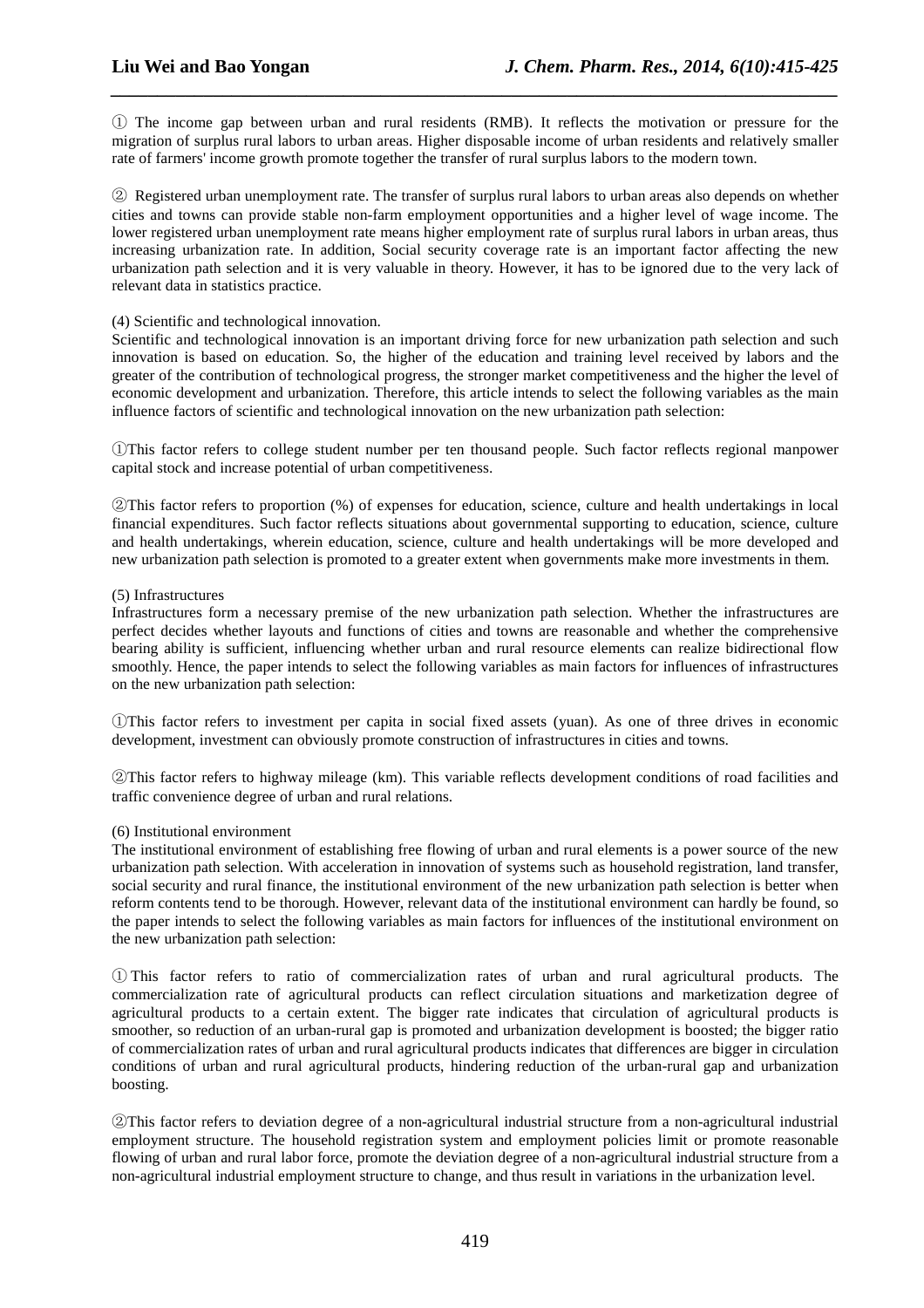① The income gap between urban and rural residents (RMB). It reflects the motivation or pressure for the migration of surplus rural labors to urban areas. Higher disposable income of urban residents and relatively smaller rate of farmers' income growth promote together the transfer of rural surplus labors to the modern town.

② Registered urban unemployment rate. The transfer of surplus rural labors to urban areas also depends on whether cities and towns can provide stable non-farm employment opportunities and a higher level of wage income. The lower registered urban unemployment rate means higher employment rate of surplus rural labors in urban areas, thus increasing urbanization rate. In addition, Social security coverage rate is an important factor affecting the new urbanization path selection and it is very valuable in theory. However, it has to be ignored due to the very lack of relevant data in statistics practice.

(4) Scientific and technological innovation.

Scientific and technological innovation is an important driving force for new urbanization path selection and such innovation is based on education. So, the higher of the education and training level received by labors and the greater of the contribution of technological progress, the stronger market competitiveness and the higher the level of economic development and urbanization. Therefore, this article intends to select the following variables as the main influence factors of scientific and technological innovation on the new urbanization path selection:

①This factor refers to college student number per ten thousand people. Such factor reflects regional manpower capital stock and increase potential of urban competitiveness.

②This factor refers to proportion (%) of expenses for education, science, culture and health undertakings in local financial expenditures. Such factor reflects situations about governmental supporting to education, science, culture and health undertakings, wherein education, science, culture and health undertakings will be more developed and new urbanization path selection is promoted to a greater extent when governments make more investments in them.

(5) Infrastructures

Infrastructures form a necessary premise of the new urbanization path selection. Whether the infrastructures are perfect decides whether layouts and functions of cities and towns are reasonable and whether the comprehensive bearing ability is sufficient, influencing whether urban and rural resource elements can realize bidirectional flow smoothly. Hence, the paper intends to select the following variables as main factors for influences of infrastructures on the new urbanization path selection:

①This factor refers to investment per capita in social fixed assets (yuan). As one of three drives in economic development, investment can obviously promote construction of infrastructures in cities and towns.

②This factor refers to highway mileage (km). This variable reflects development conditions of road facilities and traffic convenience degree of urban and rural relations.

(6) Institutional environment

The institutional environment of establishing free flowing of urban and rural elements is a power source of the new urbanization path selection. With acceleration in innovation of systems such as household registration, land transfer, social security and rural finance, the institutional environment of the new urbanization path selection is better when reform contents tend to be thorough. However, relevant data of the institutional environment can hardly be found, so the paper intends to select the following variables as main factors for influences of the institutional environment on the new urbanization path selection:

① This factor refers to ratio of commercialization rates of urban and rural agricultural products. The commercialization rate of agricultural products can reflect circulation situations and marketization degree of agricultural products to a certain extent. The bigger rate indicates that circulation of agricultural products is smoother, so reduction of an urban-rural gap is promoted and urbanization development is boosted; the bigger ratio of commercialization rates of urban and rural agricultural products indicates that differences are bigger in circulation conditions of urban and rural agricultural products, hindering reduction of the urban-rural gap and urbanization boosting.

②This factor refers to deviation degree of a non-agricultural industrial structure from a non-agricultural industrial employment structure. The household registration system and employment policies limit or promote reasonable flowing of urban and rural labor force, promote the deviation degree of a non-agricultural industrial structure from a non-agricultural industrial employment structure to change, and thus result in variations in the urbanization level.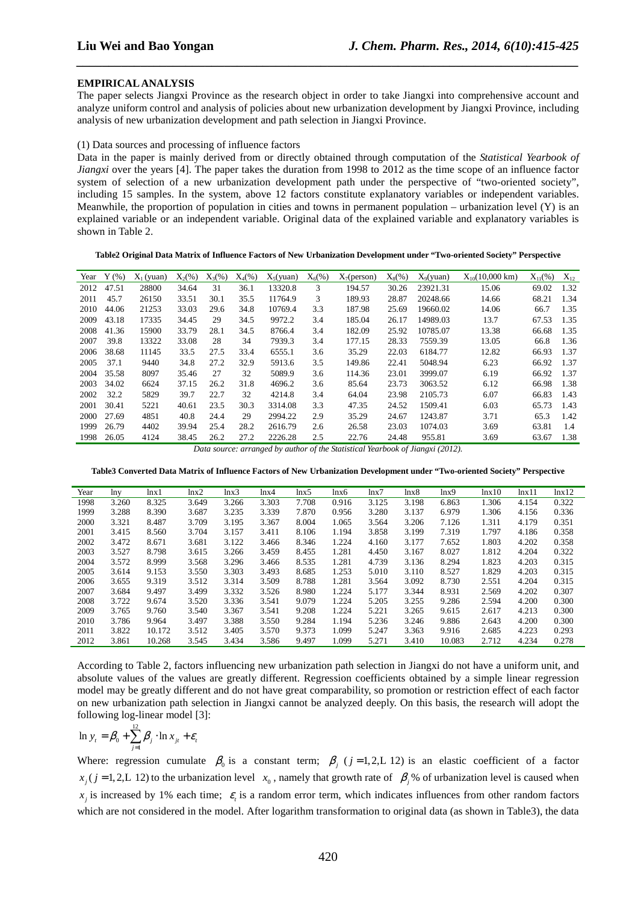**EMPIRICAL ANALYSIS**

The paper selects Jiangxi Province as the research object in order to take Jiangxi into comprehensive account and analyze uniform control and analysis of policies about new urbanization development by Jiangxi Province, including analysis of new urbanization development and path selection in Jiangxi Province.

(1) Data sources and processing of influence factors

Data in the paper is mainly derived from or directly obtained through computation of the *Statistical Yearbook of Jiangxi* over the years [4]. The paper takes the duration from 1998 to 2012 as the time scope of an influence factor system of selection of a new urbanization development path under the perspective of "two-oriented society", including 15 samples. In the system, above 12 factors constitute explanatory variables or independent variables. Meanwhile, the proportion of population in cities and towns in permanent population – urbanization level (Y) is an explained variable or an independent variable. Original data of the explained variable and explanatory variables is shown in Table 2.

**Table2 Original Data Matrix of Influence Factors of New Urbanization Development under "Two-oriented Society" Perspective**

| Year | Y (%) | $X_1$ (yuan) | $X_2$(%) | $X_3$(%) | $X_4$(%) | $X_5$(yuan) | $X_6$(%) | $X_7$(person) | $X_8$(%) | $X_9$(yuan) | $X_{10}$(10,000 km) | $X_{11}$(%) | $X_{12}$ |
|---|---|---|---|---|---|---|---|---|---|---|---|---|---|
| 2012 | 47.51 | 28800 | 34.64 | 31 | 36.1 | 13320.8 | 3 | 194.57 | 30.26 | 23921.31 | 15.06 | 69.02 | 1.32 |
| 2011 | 45.7 | 26150 | 33.51 | 30.1 | 35.5 | 11764.9 | 3 | 189.93 | 28.87 | 20248.66 | 14.66 | 68.21 | 1.34 |
| 2010 | 44.06 | 21253 | 33.03 | 29.6 | 34.8 | 10769.4 | 3.3 | 187.98 | 25.69 | 19660.02 | 14.06 | 66.7 | 1.35 |
| 2009 | 43.18 | 17335 | 34.45 | 29 | 34.5 | 9972.2 | 3.4 | 185.04 | 26.17 | 14989.03 | 13.7 | 67.53 | 1.35 |
| 2008 | 41.36 | 15900 | 33.79 | 28.1 | 34.5 | 8766.4 | 3.4 | 182.09 | 25.92 | 10785.07 | 13.38 | 66.68 | 1.35 |
| 2007 | 39.8 | 13322 | 33.08 | 28 | 34 | 7939.3 | 3.4 | 177.15 | 28.33 | 7559.39 | 13.05 | 66.8 | 1.36 |
| 2006 | 38.68 | 11145 | 33.5 | 27.5 | 33.4 | 6555.1 | 3.6 | 35.29 | 22.03 | 6184.77 | 12.82 | 66.93 | 1.37 |
| 2005 | 37.1 | 9440 | 34.8 | 27.2 | 32.9 | 5913.6 | 3.5 | 149.86 | 22.41 | 5048.94 | 6.23 | 66.92 | 1.37 |
| 2004 | 35.58 | 8097 | 35.46 | 27 | 32 | 5089.9 | 3.6 | 114.36 | 23.01 | 3999.07 | 6.19 | 66.92 | 1.37 |
| 2003 | 34.02 | 6624 | 37.15 | 26.2 | 31.8 | 4696.2 | 3.6 | 85.64 | 23.73 | 3063.52 | 6.12 | 66.98 | 1.38 |
| 2002 | 32.2 | 5829 | 39.7 | 22.7 | 32 | 4214.8 | 3.4 | 64.04 | 23.98 | 2105.73 | 6.07 | 66.83 | 1.43 |
| 2001 | 30.41 | 5221 | 40.61 | 23.5 | 30.3 | 3314.08 | 3.3 | 47.35 | 24.52 | 1509.41 | 6.03 | 65.73 | 1.43 |
| 2000 | 27.69 | 4851 | 40.8 | 24.4 | 29 | 2994.22 | 2.9 | 35.29 | 24.67 | 1243.87 | 3.71 | 65.3 | 1.42 |
| 1999 | 26.79 | 4402 | 39.94 | 25.4 | 28.2 | 2616.79 | 2.6 | 26.58 | 23.03 | 1074.03 | 3.69 | 63.81 | 1.4 |
| 1998 | 26.05 | 4124 | 38.45 | 26.2 | 27.2 | 2226.28 | 2.5 | 22.76 | 24.48 | 955.81 | 3.69 | 63.67 | 1.38 |

*Data source: arranged by author of the Statistical Yearbook of Jiangxi (2012).*

**Table3 Converted Data Matrix of Influence Factors of New Urbanization Development under "Two-oriented Society" Perspective**

| Year | lny | lnx1 | lnx2 | lnx3 | lnx4 | lnx5 | lnx6 | lnx7 | lnx8 | lnx9 | lnx10 | lnx11 | lnx12 |
|---|---|---|---|---|---|---|---|---|---|---|---|---|---|
| 1998 | 3.260 | 8.325 | 3.649 | 3.266 | 3.303 | 7.708 | 0.916 | 3.125 | 3.198 | 6.863 | 1.306 | 4.154 | 0.322 |
| 1999 | 3.288 | 8.390 | 3.687 | 3.235 | 3.339 | 7.870 | 0.956 | 3.280 | 3.137 | 6.979 | 1.306 | 4.156 | 0.336 |
| 2000 | 3.321 | 8.487 | 3.709 | 3.195 | 3.367 | 8.004 | 1.065 | 3.564 | 3.206 | 7.126 | 1.311 | 4.179 | 0.351 |
| 2001 | 3.415 | 8.560 | 3.704 | 3.157 | 3.411 | 8.106 | 1.194 | 3.858 | 3.199 | 7.319 | 1.797 | 4.186 | 0.358 |
| 2002 | 3.472 | 8.671 | 3.681 | 3.122 | 3.466 | 8.346 | 1.224 | 4.160 | 3.177 | 7.652 | 1.803 | 4.202 | 0.358 |
| 2003 | 3.527 | 8.798 | 3.615 | 3.266 | 3.459 | 8.455 | 1.281 | 4.450 | 3.167 | 8.027 | 1.812 | 4.204 | 0.322 |
| 2004 | 3.572 | 8.999 | 3.568 | 3.296 | 3.466 | 8.535 | 1.281 | 4.739 | 3.136 | 8.294 | 1.823 | 4.203 | 0.315 |
| 2005 | 3.614 | 9.153 | 3.550 | 3.303 | 3.493 | 8.685 | 1.253 | 5.010 | 3.110 | 8.527 | 1.829 | 4.203 | 0.315 |
| 2006 | 3.655 | 9.319 | 3.512 | 3.314 | 3.509 | 8.788 | 1.281 | 3.564 | 3.092 | 8.730 | 2.551 | 4.204 | 0.315 |
| 2007 | 3.684 | 9.497 | 3.499 | 3.332 | 3.526 | 8.980 | 1.224 | 5.177 | 3.344 | 8.931 | 2.569 | 4.202 | 0.307 |
| 2008 | 3.722 | 9.674 | 3.520 | 3.336 | 3.541 | 9.079 | 1.224 | 5.205 | 3.255 | 9.286 | 2.594 | 4.200 | 0.300 |
| 2009 | 3.765 | 9.760 | 3.540 | 3.367 | 3.541 | 9.208 | 1.224 | 5.221 | 3.265 | 9.615 | 2.617 | 4.213 | 0.300 |
| 2010 | 3.786 | 9.964 | 3.497 | 3.388 | 3.550 | 9.284 | 1.194 | 5.236 | 3.246 | 9.886 | 2.643 | 4.200 | 0.300 |
| 2011 | 3.822 | 10.172 | 3.512 | 3.405 | 3.570 | 9.373 | 1.099 | 5.247 | 3.363 | 9.916 | 2.685 | 4.223 | 0.293 |
| 2012 | 3.861 | 10.268 | 3.545 | 3.434 | 3.586 | 9.497 | 1.099 | 5.271 | 3.410 | 10.083 | 2.712 | 4.234 | 0.278 |

According to Table 2, factors influencing new urbanization path selection in Jiangxi do not have a uniform unit, and absolute values of the values are greatly different. Regression coefficients obtained by a simple linear regression model may be greatly different and do not have great comparability, so promotion or restriction effect of each factor on new urbanization path selection in Jiangxi cannot be analyzed deeply. On this basis, the research will adopt the following log-linear model [3]:

$$\ln y_t = \beta_0 + \sum_{j=1}^{12} \beta_j \cdot \ln x_{jt} + \varepsilon_t$$

Where: regression cumulate $\beta_0$ is a constant term; $\beta_j$ $(j = 1, 2, \ldots 12)$ is an elastic coefficient of a factor $x_j (j = 1, 2, \ldots 12)$ to the urbanization level $x_0$, namely that growth rate of $\beta_j$% of urbanization level is caused when $x_j$ is increased by 1% each time; $\varepsilon_t$ is a random error term, which indicates influences from other random factors which are not considered in the model. After logarithm transformation to original data (as shown in Table3), the data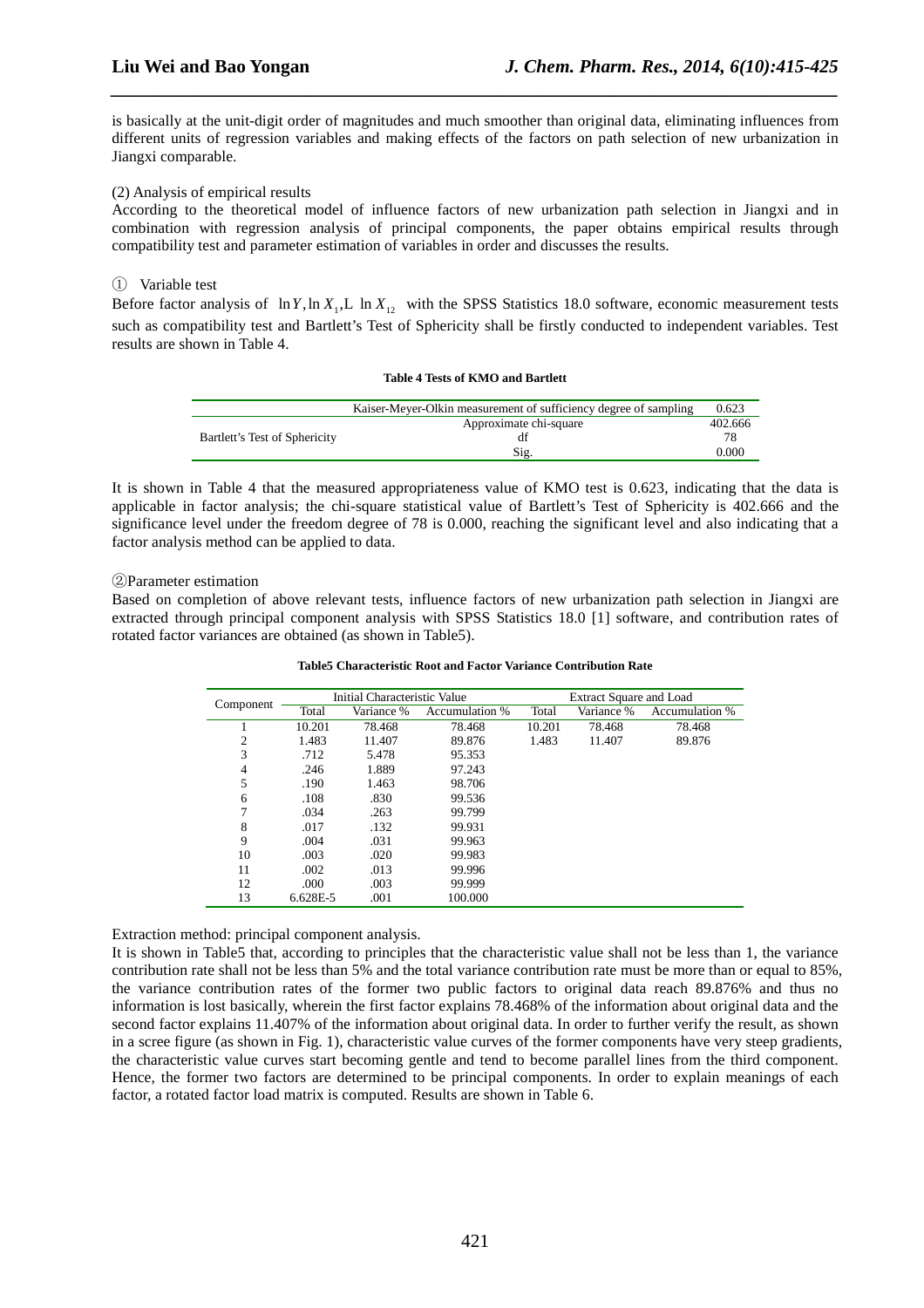is basically at the unit-digit order of magnitudes and much smoother than original data, eliminating influences from different units of regression variables and making effects of the factors on path selection of new urbanization in Jiangxi comparable.

(2) Analysis of empirical results

According to the theoretical model of influence factors of new urbanization path selection in Jiangxi and in combination with regression analysis of principal components, the paper obtains empirical results through compatibility test and parameter estimation of variables in order and discusses the results.

① Variable test

Before factor analysis of $\ln Y, \ln X_1, \mathrm{L} \ \ln X_{12}$ with the SPSS Statistics 18.0 software, economic measurement tests such as compatibility test and Bartlett's Test of Sphericity shall be firstly conducted to independent variables. Test results are shown in Table 4.

**Table 4 Tests of KMO and Bartlett**

| | | |
|---|---|---|
| | Kaiser-Meyer-Olkin measurement of sufficiency degree of sampling | 0.623 |
| Bartlett's Test of Sphericity | Approximate chi-square | 402.666 |
| | df | 78 |
| | Sig. | 0.000 |

It is shown in Table 4 that the measured appropriateness value of KMO test is 0.623, indicating that the data is applicable in factor analysis; the chi-square statistical value of Bartlett's Test of Sphericity is 402.666 and the significance level under the freedom degree of 78 is 0.000, reaching the significant level and also indicating that a factor analysis method can be applied to data.

②Parameter estimation

Based on completion of above relevant tests, influence factors of new urbanization path selection in Jiangxi are extracted through principal component analysis with SPSS Statistics 18.0 [1] software, and contribution rates of rotated factor variances are obtained (as shown in Table5).

**Table5 Characteristic Root and Factor Variance Contribution Rate**

| Component | Initial Characteristic Value | | | Extract Square and Load | | |
|---|---|---|---|---|---|---|
| | Total | Variance % | Accumulation % | Total | Variance % | Accumulation % |
| 1 | 10.201 | 78.468 | 78.468 | 10.201 | 78.468 | 78.468 |
| 2 | 1.483 | 11.407 | 89.876 | 1.483 | 11.407 | 89.876 |
| 3 | .712 | 5.478 | 95.353 | | | |
| 4 | .246 | 1.889 | 97.243 | | | |
| 5 | .190 | 1.463 | 98.706 | | | |
| 6 | .108 | .830 | 99.536 | | | |
| 7 | .034 | .263 | 99.799 | | | |
| 8 | .017 | .132 | 99.931 | | | |
| 9 | .004 | .031 | 99.963 | | | |
| 10 | .003 | .020 | 99.983 | | | |
| 11 | .002 | .013 | 99.996 | | | |
| 12 | .000 | .003 | 99.999 | | | |
| 13 | 6.628E-5 | .001 | 100.000 | | | |

Extraction method: principal component analysis.

It is shown in Table5 that, according to principles that the characteristic value shall not be less than 1, the variance contribution rate shall not be less than 5% and the total variance contribution rate must be more than or equal to 85%, the variance contribution rates of the former two public factors to original data reach 89.876% and thus no information is lost basically, wherein the first factor explains 78.468% of the information about original data and the second factor explains 11.407% of the information about original data. In order to further verify the result, as shown in a scree figure (as shown in Fig. 1), characteristic value curves of the former components have very steep gradients, the characteristic value curves start becoming gentle and tend to become parallel lines from the third component. Hence, the former two factors are determined to be principal components. In order to explain meanings of each factor, a rotated factor load matrix is computed. Results are shown in Table 6.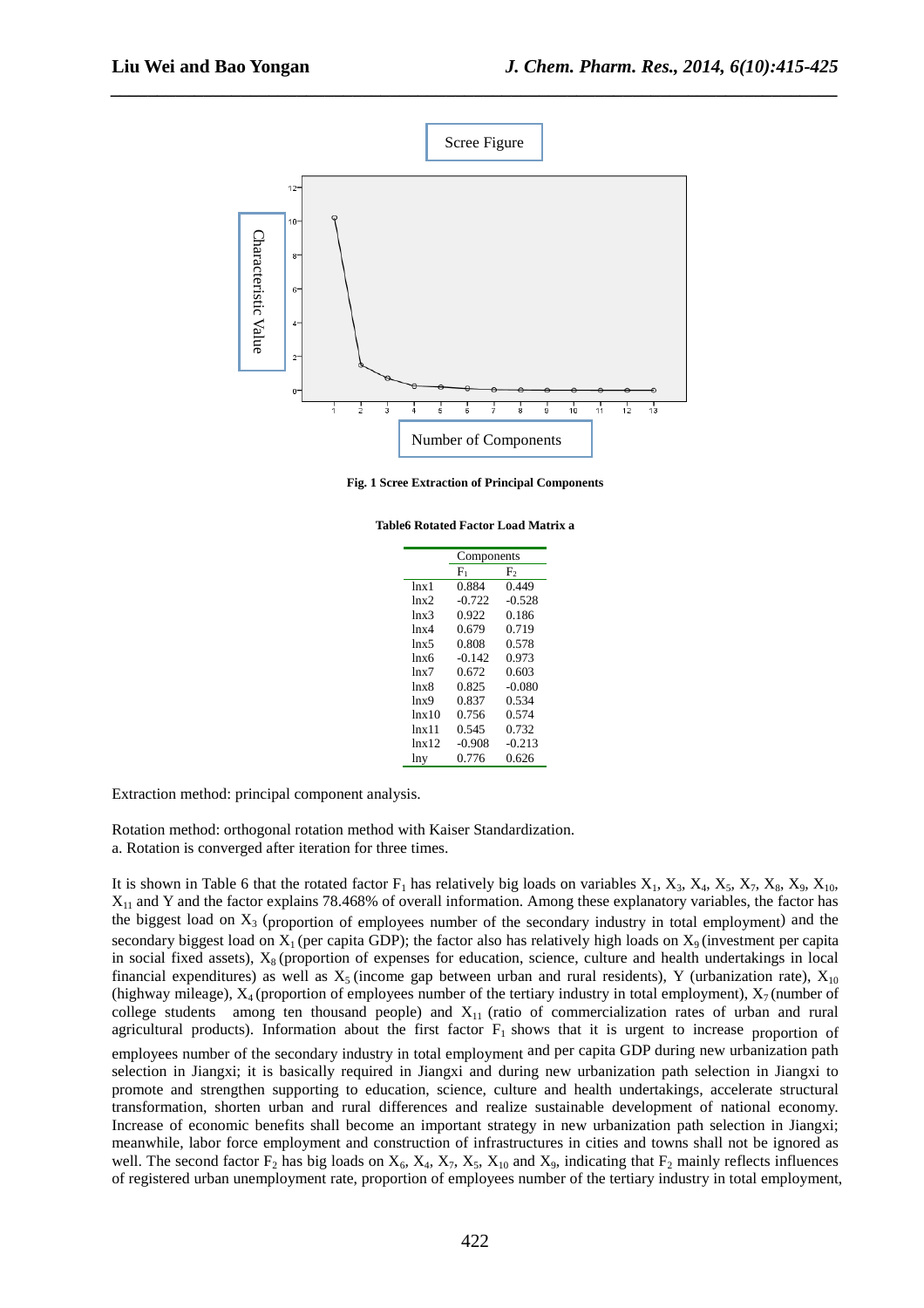Fig. 1 Scree Extraction of Principal Components

**Table6 Rotated Factor Load Matrix a**

| | Components | |
|---|---|---|
| | $F_1$ | $F_2$ |
| lnx1 | 0.884 | 0.449 |
| lnx2 | -0.722 | -0.528 |
| lnx3 | 0.922 | 0.186 |
| lnx4 | 0.679 | 0.719 |
| lnx5 | 0.808 | 0.578 |
| lnx6 | -0.142 | 0.973 |
| lnx7 | 0.672 | 0.603 |
| lnx8 | 0.825 | -0.080 |
| lnx9 | 0.837 | 0.534 |
| lnx10 | 0.756 | 0.574 |
| lnx11 | 0.545 | 0.732 |
| lnx12 | -0.908 | -0.213 |
| lny | 0.776 | 0.626 |

Extraction method: principal component analysis.

Rotation method: orthogonal rotation method with Kaiser Standardization.
a. Rotation is converged after iteration for three times.

It is shown in Table 6 that the rotated factor $F_1$ has relatively big loads on variables $X_1$, $X_3$, $X_4$, $X_5$, $X_7$, $X_8$, $X_9$, $X_{10}$, $X_{11}$ and Y and the factor explains 78.468% of overall information. Among these explanatory variables, the factor has the biggest load on $X_3$ (proportion of employees number of the secondary industry in total employment) and the secondary biggest load on $X_1$ (per capita GDP); the factor also has relatively high loads on $X_9$ (investment per capita in social fixed assets), $X_8$ (proportion of expenses for education, science, culture and health undertakings in local financial expenditures) as well as $X_5$ (income gap between urban and rural residents), Y (urbanization rate), $X_{10}$ (highway mileage), $X_4$ (proportion of employees number of the tertiary industry in total employment), $X_7$ (number of college students among ten thousand people) and $X_{11}$ (ratio of commercialization rates of urban and rural agricultural products). Information about the first factor $F_1$ shows that it is urgent to increase proportion of employees number of the secondary industry in total employment and per capita GDP during new urbanization path selection in Jiangxi; it is basically required in Jiangxi and during new urbanization path selection in Jiangxi to promote and strengthen supporting to education, science, culture and health undertakings, accelerate structural transformation, shorten urban and rural differences and realize sustainable development of national economy. Increase of economic benefits shall become an important strategy in new urbanization path selection in Jiangxi; meanwhile, labor force employment and construction of infrastructures in cities and towns shall not be ignored as well. The second factor $F_2$ has big loads on $X_6$, $X_4$, $X_7$, $X_5$, $X_{10}$ and $X_9$, indicating that $F_2$ mainly reflects influences of registered urban unemployment rate, proportion of employees number of the tertiary industry in total employment,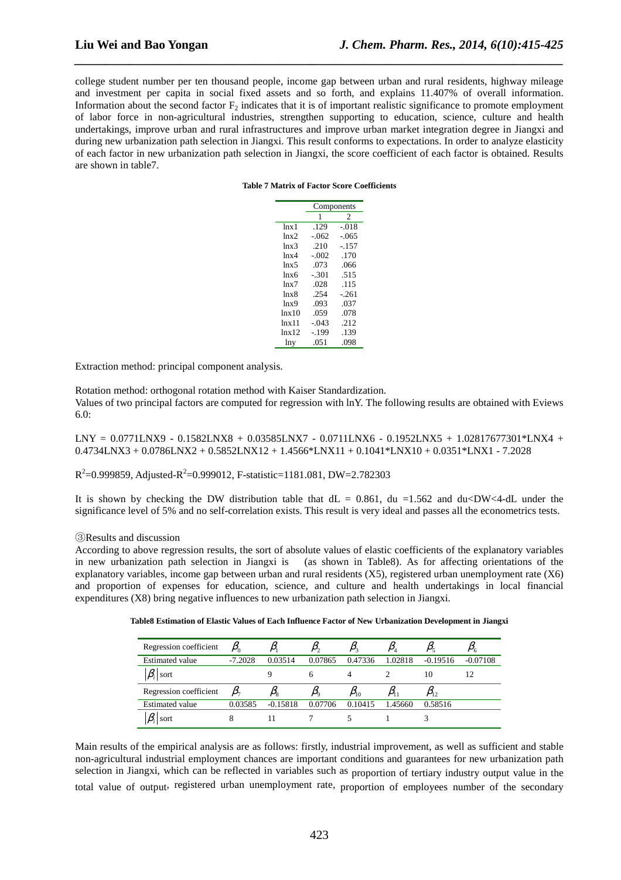college student number per ten thousand people, income gap between urban and rural residents, highway mileage and investment per capita in social fixed assets and so forth, and explains 11.407% of overall information. Information about the second factor $F_2$ indicates that it is of important realistic significance to promote employment of labor force in non-agricultural industries, strengthen supporting to education, science, culture and health undertakings, improve urban and rural infrastructures and improve urban market integration degree in Jiangxi and during new urbanization path selection in Jiangxi. This result conforms to expectations. In order to analyze elasticity of each factor in new urbanization path selection in Jiangxi, the score coefficient of each factor is obtained. Results are shown in table7.

**Table 7 Matrix of Factor Score Coefficients**

| | Components | |
|---|---|---|
| | 1 | 2 |
| lnx1 | .129 | -.018 |
| lnx2 | -.062 | -.065 |
| lnx3 | .210 | -.157 |
| lnx4 | -.002 | .170 |
| lnx5 | .073 | .066 |
| lnx6 | -.301 | .515 |
| lnx7 | .028 | .115 |
| lnx8 | .254 | -.261 |
| lnx9 | .093 | .037 |
| lnx10 | .059 | .078 |
| lnx11 | -.043 | .212 |
| lnx12 | -.199 | .139 |
| lny | .051 | .098 |

Extraction method: principal component analysis.

Rotation method: orthogonal rotation method with Kaiser Standardization.

Values of two principal factors are computed for regression with lnY. The following results are obtained with Eviews 6.0:

LNY = 0.0771LNX9 - 0.1582LNX8 + 0.03585LNX7 - 0.0711LNX6 - 0.1952LNX5 + 1.02817677301*LNX4 + 0.4734LNX3 + 0.0786LNX2 + 0.5852LNX12 + 1.4566*LNX11 + 0.1041*LNX10 + 0.0351*LNX1 - 7.2028

$R^2$=0.999859, Adjusted-$R^2$=0.999012, F-statistic=1181.081, DW=2.782303

It is shown by checking the DW distribution table that dL = 0.861, du =1.562 and du<DW<4-dL under the significance level of 5% and no self-correlation exists. This result is very ideal and passes all the econometrics tests.

③Results and discussion

According to above regression results, the sort of absolute values of elastic coefficients of the explanatory variables in new urbanization path selection in Jiangxi is (as shown in Table8). As for affecting orientations of the explanatory variables, income gap between urban and rural residents (X5), registered urban unemployment rate (X6) and proportion of expenses for education, science, and culture and health undertakings in local financial expenditures (X8) bring negative influences to new urbanization path selection in Jiangxi.

**Table8 Estimation of Elastic Values of Each Influence Factor of New Urbanization Development in Jiangxi**

| Regression coefficient | $\beta_0$ | $\beta_1$ | $\beta_2$ | $\beta_3$ | $\beta_4$ | $\beta_5$ | $\beta_6$ |
|---|---|---|---|---|---|---|---|
| Estimated value | -7.2028 | 0.03514 | 0.07865 | 0.47336 | 1.02818 | -0.19516 | -0.07108 |
| $\lvert\beta_i\rvert$ sort | | 9 | 6 | 4 | 2 | 10 | 12 |
| Regression coefficient | $\beta_7$ | $\beta_8$ | $\beta_9$ | $\beta_{10}$ | $\beta_{11}$ | $\beta_{12}$ | |
| Estimated value | 0.03585 | -0.15818 | 0.07706 | 0.10415 | 1.45660 | 0.58516 | |
| $\lvert\beta_i\rvert$ sort | 8 | 11 | 7 | 5 | 1 | 3 | |

Main results of the empirical analysis are as follows: firstly, industrial improvement, as well as sufficient and stable non-agricultural industrial employment chances are important conditions and guarantees for new urbanization path selection in Jiangxi, which can be reflected in variables such as proportion of tertiary industry output value in the total value of output, registered urban unemployment rate, proportion of employees number of the secondary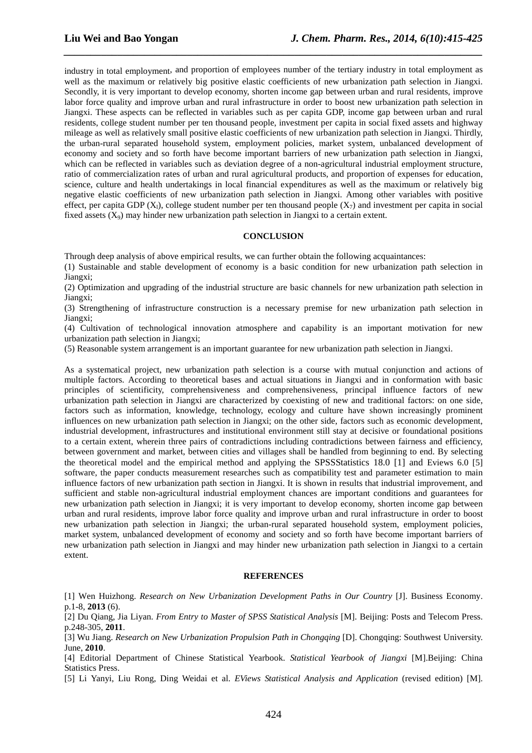industry in total employment, and proportion of employees number of the tertiary industry in total employment as well as the maximum or relatively big positive elastic coefficients of new urbanization path selection in Jiangxi. Secondly, it is very important to develop economy, shorten income gap between urban and rural residents, improve labor force quality and improve urban and rural infrastructure in order to boost new urbanization path selection in Jiangxi. These aspects can be reflected in variables such as per capita GDP, income gap between urban and rural residents, college student number per ten thousand people, investment per capita in social fixed assets and highway mileage as well as relatively small positive elastic coefficients of new urbanization path selection in Jiangxi. Thirdly, the urban-rural separated household system, employment policies, market system, unbalanced development of economy and society and so forth have become important barriers of new urbanization path selection in Jiangxi, which can be reflected in variables such as deviation degree of a non-agricultural industrial employment structure, ratio of commercialization rates of urban and rural agricultural products, and proportion of expenses for education, science, culture and health undertakings in local financial expenditures as well as the maximum or relatively big negative elastic coefficients of new urbanization path selection in Jiangxi. Among other variables with positive effect, per capita GDP ($X_l$), college student number per ten thousand people ($X_7$) and investment per capita in social fixed assets ($X_9$) may hinder new urbanization path selection in Jiangxi to a certain extent.

## CONCLUSION

Through deep analysis of above empirical results, we can further obtain the following acquaintances:

(1) Sustainable and stable development of economy is a basic condition for new urbanization path selection in Jiangxi;

(2) Optimization and upgrading of the industrial structure are basic channels for new urbanization path selection in Jiangxi;

(3) Strengthening of infrastructure construction is a necessary premise for new urbanization path selection in Jiangxi;

(4) Cultivation of technological innovation atmosphere and capability is an important motivation for new urbanization path selection in Jiangxi;

(5) Reasonable system arrangement is an important guarantee for new urbanization path selection in Jiangxi.

As a systematical project, new urbanization path selection is a course with mutual conjunction and actions of multiple factors. According to theoretical bases and actual situations in Jiangxi and in conformation with basic principles of scientificity, comprehensiveness and comprehensiveness, principal influence factors of new urbanization path selection in Jiangxi are characterized by coexisting of new and traditional factors: on one side, factors such as information, knowledge, technology, ecology and culture have shown increasingly prominent influences on new urbanization path selection in Jiangxi; on the other side, factors such as economic development, industrial development, infrastructures and institutional environment still stay at decisive or foundational positions to a certain extent, wherein three pairs of contradictions including contradictions between fairness and efficiency, between government and market, between cities and villages shall be handled from beginning to end. By selecting the theoretical model and the empirical method and applying the SPSSStatistics 18.0 [1] and Eviews 6.0 [5] software, the paper conducts measurement researches such as compatibility test and parameter estimation to main influence factors of new urbanization path section in Jiangxi. It is shown in results that industrial improvement, and sufficient and stable non-agricultural industrial employment chances are important conditions and guarantees for new urbanization path selection in Jiangxi; it is very important to develop economy, shorten income gap between urban and rural residents, improve labor force quality and improve urban and rural infrastructure in order to boost new urbanization path selection in Jiangxi; the urban-rural separated household system, employment policies, market system, unbalanced development of economy and society and so forth have become important barriers of new urbanization path selection in Jiangxi and may hinder new urbanization path selection in Jiangxi to a certain extent.

## REFERENCES

[1] Wen Huizhong. *Research on New Urbanization Development Paths in Our Country* [J]. Business Economy. p.1-8, **2013** (6).

[2] Du Qiang, Jia Liyan. *From Entry to Master of SPSS Statistical Analysis* [M]. Beijing: Posts and Telecom Press. p.248-305, **2011**.

[3] Wu Jiang. *Research on New Urbanization Propulsion Path in Chongqing* [D]. Chongqing: Southwest University. June, **2010**.

[4] Editorial Department of Chinese Statistical Yearbook. *Statistical Yearbook of Jiangxi* [M].Beijing: China Statistics Press.

[5] Li Yanyi, Liu Rong, Ding Weidai et al. *EViews Statistical Analysis and Application* (revised edition) [M].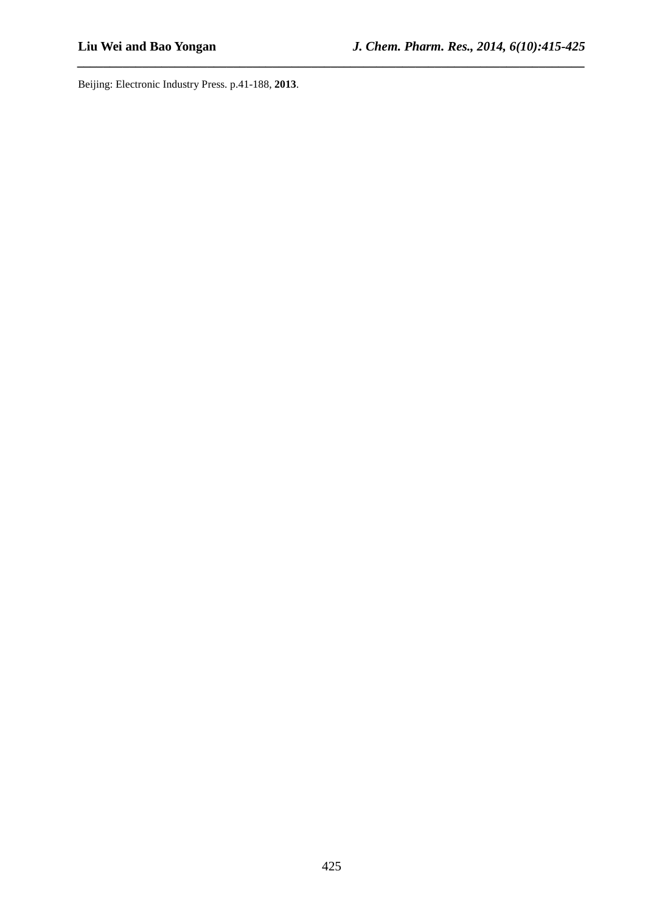Beijing: Electronic Industry Press. p.41-188, **2013**.